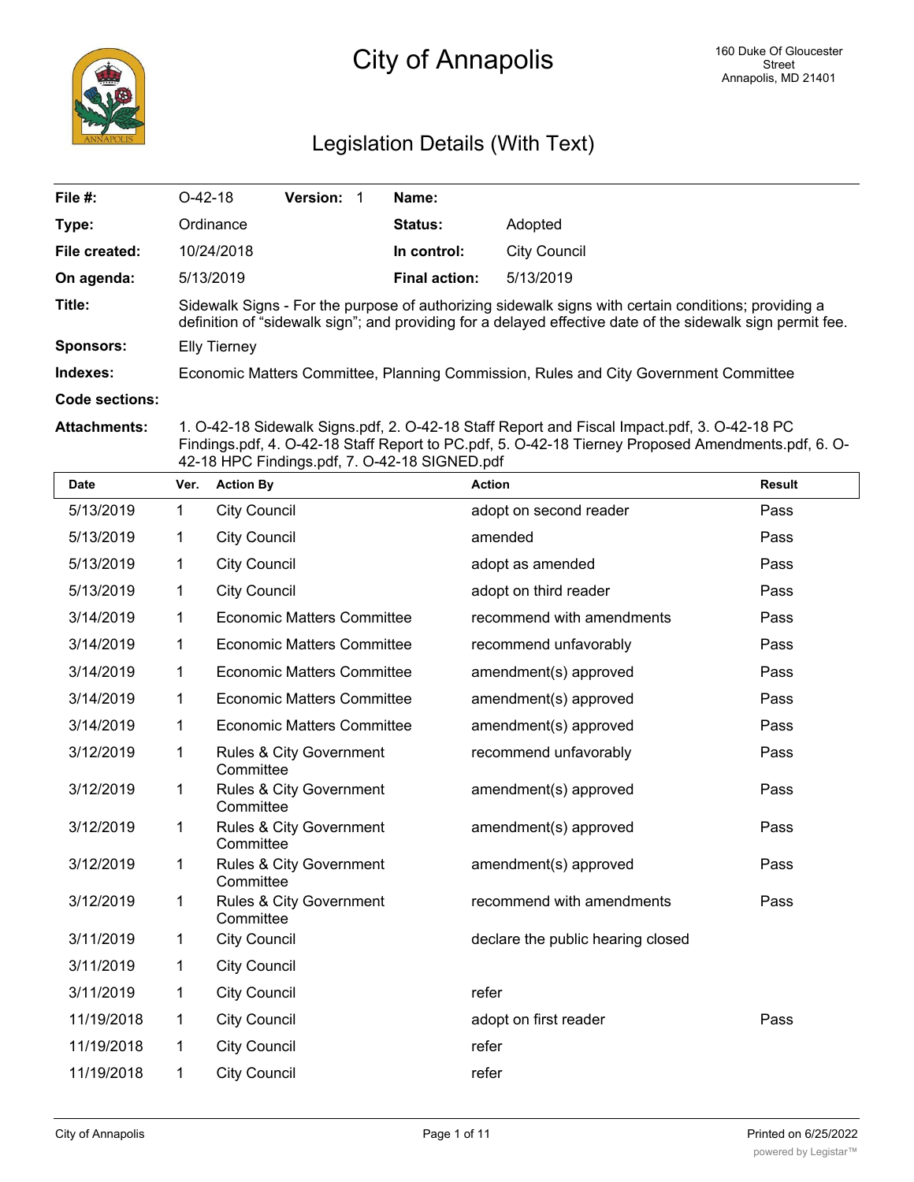# City of Annapolis

160 Duke Of Gloucester Street
Annapolis, MD 21401

## Legislation Details (With Text)

| | | | | |
|---|---|---|---|---|
| **File #:** | O-42-18 | **Version:** 1 | **Name:** | |
| **Type:** | Ordinance | | **Status:** | Adopted |
| **File created:** | 10/24/2018 | | **In control:** | City Council |
| **On agenda:** | 5/13/2019 | | **Final action:** | 5/13/2019 |

**Title:** Sidewalk Signs - For the purpose of authorizing sidewalk signs with certain conditions; providing a definition of "sidewalk sign"; and providing for a delayed effective date of the sidewalk sign permit fee.

**Sponsors:** Elly Tierney

**Indexes:** Economic Matters Committee, Planning Commission, Rules and City Government Committee

**Code sections:**

**Attachments:** 1. O-42-18 Sidewalk Signs.pdf, 2. O-42-18 Staff Report and Fiscal Impact.pdf, 3. O-42-18 PC Findings.pdf, 4. O-42-18 Staff Report to PC.pdf, 5. O-42-18 Tierney Proposed Amendments.pdf, 6. O-42-18 HPC Findings.pdf, 7. O-42-18 SIGNED.pdf

| Date | Ver. | Action By | Action | Result |
|---|---|---|---|---|
| 5/13/2019 | 1 | City Council | adopt on second reader | Pass |
| 5/13/2019 | 1 | City Council | amended | Pass |
| 5/13/2019 | 1 | City Council | adopt as amended | Pass |
| 5/13/2019 | 1 | City Council | adopt on third reader | Pass |
| 3/14/2019 | 1 | Economic Matters Committee | recommend with amendments | Pass |
| 3/14/2019 | 1 | Economic Matters Committee | recommend unfavorably | Pass |
| 3/14/2019 | 1 | Economic Matters Committee | amendment(s) approved | Pass |
| 3/14/2019 | 1 | Economic Matters Committee | amendment(s) approved | Pass |
| 3/14/2019 | 1 | Economic Matters Committee | amendment(s) approved | Pass |
| 3/12/2019 | 1 | Rules & City Government Committee | recommend unfavorably | Pass |
| 3/12/2019 | 1 | Rules & City Government Committee | amendment(s) approved | Pass |
| 3/12/2019 | 1 | Rules & City Government Committee | amendment(s) approved | Pass |
| 3/12/2019 | 1 | Rules & City Government Committee | amendment(s) approved | Pass |
| 3/12/2019 | 1 | Rules & City Government Committee | recommend with amendments | Pass |
| 3/11/2019 | 1 | City Council | declare the public hearing closed | |
| 3/11/2019 | 1 | City Council | | |
| 3/11/2019 | 1 | City Council | refer | |
| 11/19/2018 | 1 | City Council | adopt on first reader | Pass |
| 11/19/2018 | 1 | City Council | refer | |
| 11/19/2018 | 1 | City Council | refer | |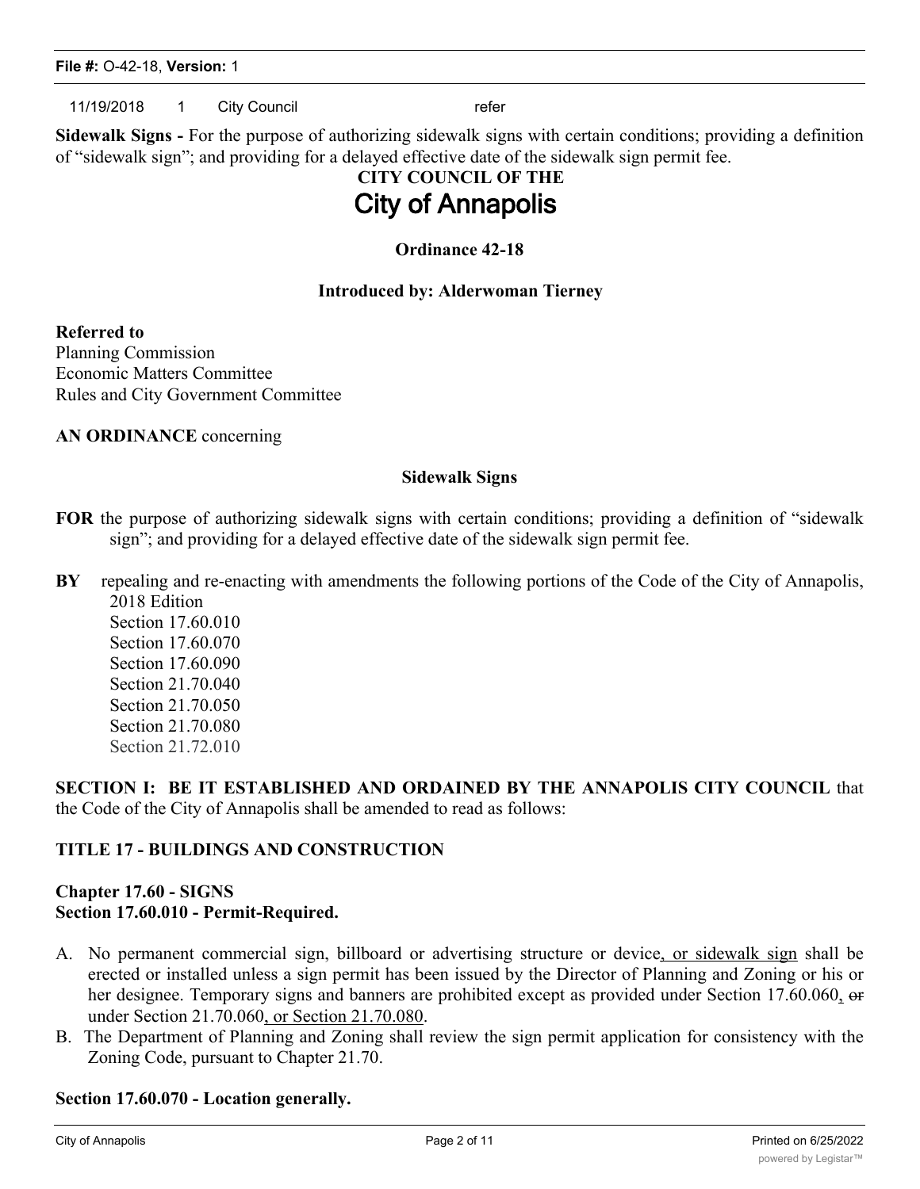11/19/2018 1 City Council refer

**Sidewalk Signs -** For the purpose of authorizing sidewalk signs with certain conditions; providing a definition of "sidewalk sign"; and providing for a delayed effective date of the sidewalk sign permit fee.

**CITY COUNCIL OF THE**

# City of Annapolis

**Ordinance 42-18**

**Introduced by: Alderwoman Tierney**

**Referred to**
Planning Commission
Economic Matters Committee
Rules and City Government Committee

**AN ORDINANCE** concerning

**Sidewalk Signs**

**FOR** the purpose of authorizing sidewalk signs with certain conditions; providing a definition of "sidewalk sign"; and providing for a delayed effective date of the sidewalk sign permit fee.

**BY** repealing and re-enacting with amendments the following portions of the Code of the City of Annapolis, 2018 Edition
Section 17.60.010
Section 17.60.070
Section 17.60.090
Section 21.70.040
Section 21.70.050
Section 21.70.080
Section 21.72.010

**SECTION I: BE IT ESTABLISHED AND ORDAINED BY THE ANNAPOLIS CITY COUNCIL** that the Code of the City of Annapolis shall be amended to read as follows:

**TITLE 17 - BUILDINGS AND CONSTRUCTION**

**Chapter 17.60 - SIGNS**
**Section 17.60.010 - Permit-Required.**

A. No permanent commercial sign, billboard or advertising structure or device<u>, or sidewalk sign</u> shall be erected or installed unless a sign permit has been issued by the Director of Planning and Zoning or his or her designee. Temporary signs and banners are prohibited except as provided under Section 17.60.060<u>,</u> ~~or~~ under Section 21.70.060<u>, or Section 21.70.080</u>.
B. The Department of Planning and Zoning shall review the sign permit application for consistency with the Zoning Code, pursuant to Chapter 21.70.

**Section 17.60.070 - Location generally.**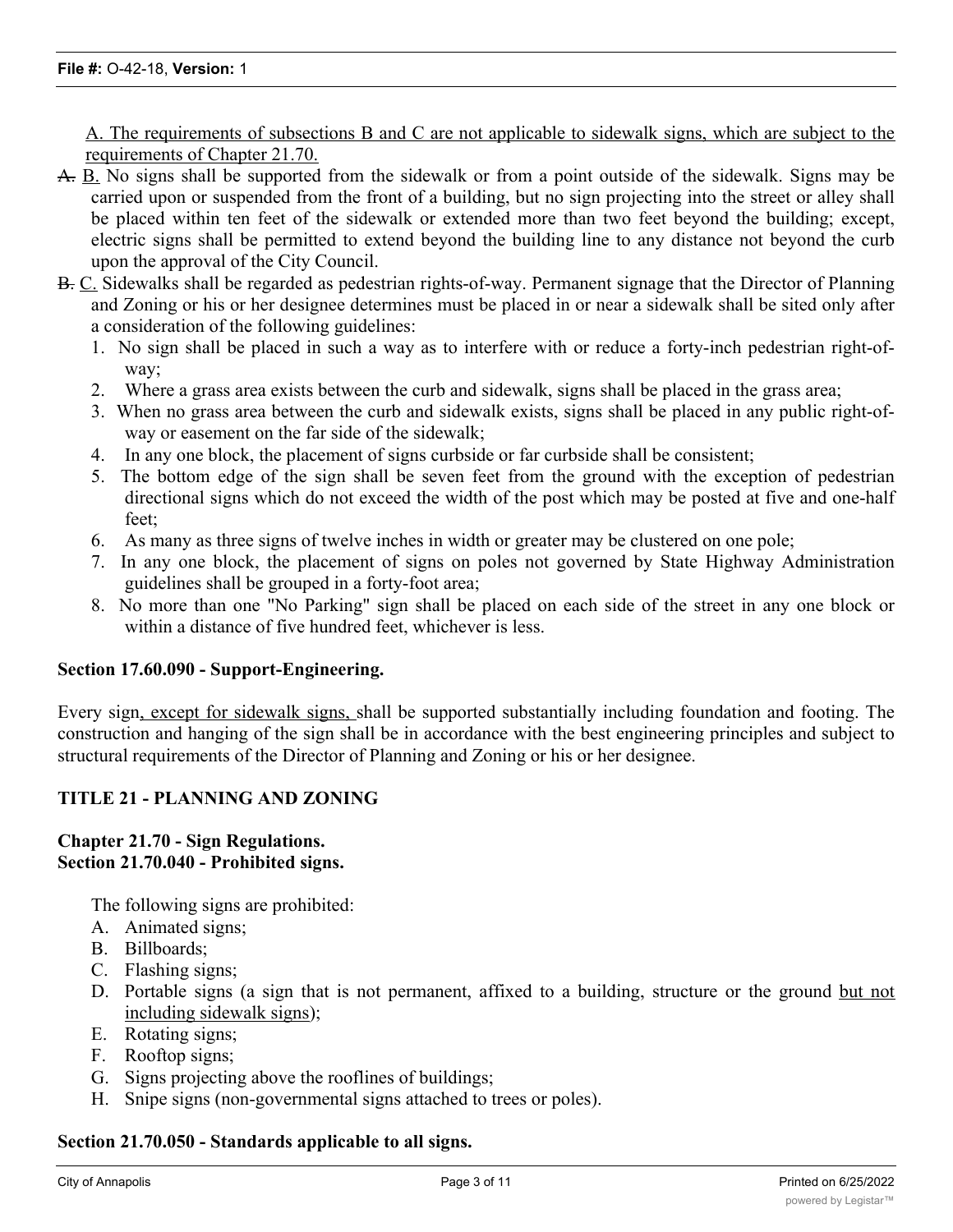A. The requirements of subsections B and C are not applicable to sidewalk signs, which are subject to the requirements of Chapter 21.70.

~~A.~~ B. No signs shall be supported from the sidewalk or from a point outside of the sidewalk. Signs may be carried upon or suspended from the front of a building, but no sign projecting into the street or alley shall be placed within ten feet of the sidewalk or extended more than two feet beyond the building; except, electric signs shall be permitted to extend beyond the building line to any distance not beyond the curb upon the approval of the City Council.

~~B.~~ C. Sidewalks shall be regarded as pedestrian rights-of-way. Permanent signage that the Director of Planning and Zoning or his or her designee determines must be placed in or near a sidewalk shall be sited only after a consideration of the following guidelines:

1. No sign shall be placed in such a way as to interfere with or reduce a forty-inch pedestrian right-of-way;
2. Where a grass area exists between the curb and sidewalk, signs shall be placed in the grass area;
3. When no grass area between the curb and sidewalk exists, signs shall be placed in any public right-of-way or easement on the far side of the sidewalk;
4. In any one block, the placement of signs curbside or far curbside shall be consistent;
5. The bottom edge of the sign shall be seven feet from the ground with the exception of pedestrian directional signs which do not exceed the width of the post which may be posted at five and one-half feet;
6. As many as three signs of twelve inches in width or greater may be clustered on one pole;
7. In any one block, the placement of signs on poles not governed by State Highway Administration guidelines shall be grouped in a forty-foot area;
8. No more than one "No Parking" sign shall be placed on each side of the street in any one block or within a distance of five hundred feet, whichever is less.

**Section 17.60.090 - Support-Engineering.**

Every sign, except for sidewalk signs, shall be supported substantially including foundation and footing. The construction and hanging of the sign shall be in accordance with the best engineering principles and subject to structural requirements of the Director of Planning and Zoning or his or her designee.

**TITLE 21 - PLANNING AND ZONING**

**Chapter 21.70 - Sign Regulations.**
**Section 21.70.040 - Prohibited signs.**

The following signs are prohibited:

A. Animated signs;
B. Billboards;
C. Flashing signs;
D. Portable signs (a sign that is not permanent, affixed to a building, structure or the ground but not including sidewalk signs);
E. Rotating signs;
F. Rooftop signs;
G. Signs projecting above the rooflines of buildings;
H. Snipe signs (non-governmental signs attached to trees or poles).

**Section 21.70.050 - Standards applicable to all signs.**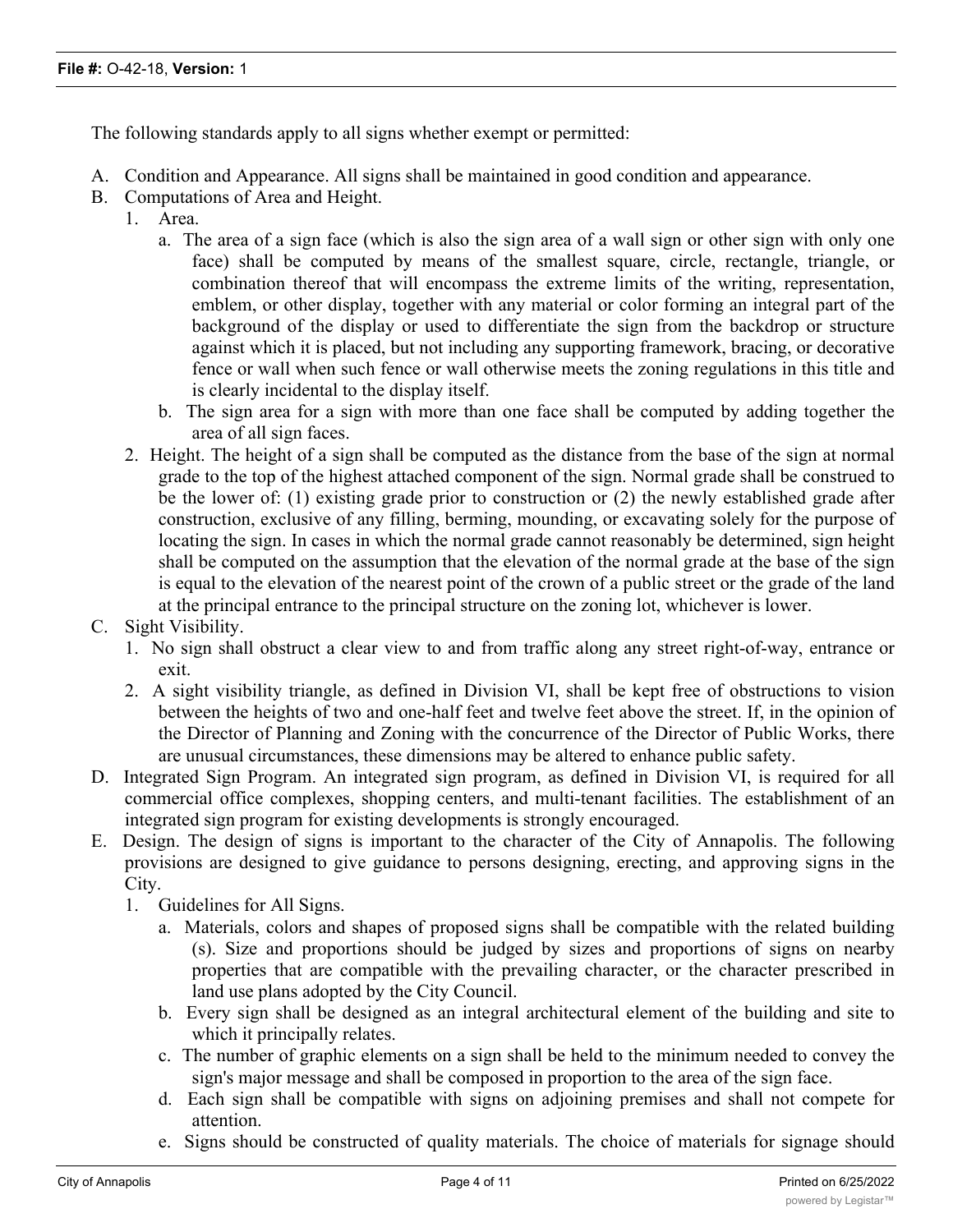The following standards apply to all signs whether exempt or permitted:

A. Condition and Appearance. All signs shall be maintained in good condition and appearance.
B. Computations of Area and Height.
    1. Area.
        a. The area of a sign face (which is also the sign area of a wall sign or other sign with only one face) shall be computed by means of the smallest square, circle, rectangle, triangle, or combination thereof that will encompass the extreme limits of the writing, representation, emblem, or other display, together with any material or color forming an integral part of the background of the display or used to differentiate the sign from the backdrop or structure against which it is placed, but not including any supporting framework, bracing, or decorative fence or wall when such fence or wall otherwise meets the zoning regulations in this title and is clearly incidental to the display itself.
        b. The sign area for a sign with more than one face shall be computed by adding together the area of all sign faces.
    2. Height. The height of a sign shall be computed as the distance from the base of the sign at normal grade to the top of the highest attached component of the sign. Normal grade shall be construed to be the lower of: (1) existing grade prior to construction or (2) the newly established grade after construction, exclusive of any filling, berming, mounding, or excavating solely for the purpose of locating the sign. In cases in which the normal grade cannot reasonably be determined, sign height shall be computed on the assumption that the elevation of the normal grade at the base of the sign is equal to the elevation of the nearest point of the crown of a public street or the grade of the land at the principal entrance to the principal structure on the zoning lot, whichever is lower.
C. Sight Visibility.
    1. No sign shall obstruct a clear view to and from traffic along any street right-of-way, entrance or exit.
    2. A sight visibility triangle, as defined in Division VI, shall be kept free of obstructions to vision between the heights of two and one-half feet and twelve feet above the street. If, in the opinion of the Director of Planning and Zoning with the concurrence of the Director of Public Works, there are unusual circumstances, these dimensions may be altered to enhance public safety.
D. Integrated Sign Program. An integrated sign program, as defined in Division VI, is required for all commercial office complexes, shopping centers, and multi-tenant facilities. The establishment of an integrated sign program for existing developments is strongly encouraged.
E. Design. The design of signs is important to the character of the City of Annapolis. The following provisions are designed to give guidance to persons designing, erecting, and approving signs in the City.
    1. Guidelines for All Signs.
        a. Materials, colors and shapes of proposed signs shall be compatible with the related building (s). Size and proportions should be judged by sizes and proportions of signs on nearby properties that are compatible with the prevailing character, or the character prescribed in land use plans adopted by the City Council.
        b. Every sign shall be designed as an integral architectural element of the building and site to which it principally relates.
        c. The number of graphic elements on a sign shall be held to the minimum needed to convey the sign's major message and shall be composed in proportion to the area of the sign face.
        d. Each sign shall be compatible with signs on adjoining premises and shall not compete for attention.
        e. Signs should be constructed of quality materials. The choice of materials for signage should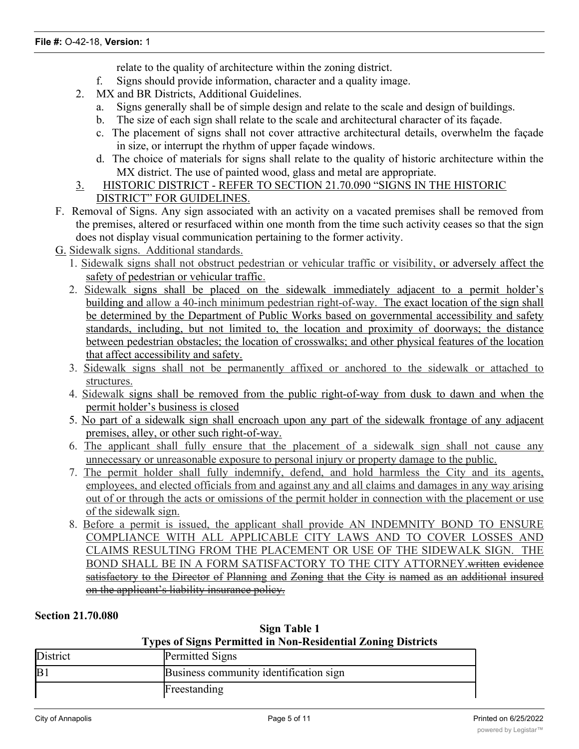relate to the quality of architecture within the zoning district.

   f. Signs should provide information, character and a quality image.

2. MX and BR Districts, Additional Guidelines.
   a. Signs generally shall be of simple design and relate to the scale and design of buildings.
   b. The size of each sign shall relate to the scale and architectural character of its façade.
   c. The placement of signs shall not cover attractive architectural details, overwhelm the façade in size, or interrupt the rhythm of upper façade windows.
   d. The choice of materials for signs shall relate to the quality of historic architecture within the MX district. The use of painted wood, glass and metal are appropriate.

3. HISTORIC DISTRICT - REFER TO SECTION 21.70.090 "SIGNS IN THE HISTORIC DISTRICT" FOR GUIDELINES.

F. Removal of Signs. Any sign associated with an activity on a vacated premises shall be removed from the premises, altered or resurfaced within one month from the time such activity ceases so that the sign does not display visual communication pertaining to the former activity.

G. Sidewalk signs. Additional standards.

1. Sidewalk signs shall not obstruct pedestrian or vehicular traffic or visibility, or adversely affect the safety of pedestrian or vehicular traffic.
2. Sidewalk signs shall be placed on the sidewalk immediately adjacent to a permit holder's building and allow a 40-inch minimum pedestrian right-of-way. The exact location of the sign shall be determined by the Department of Public Works based on governmental accessibility and safety standards, including, but not limited to, the location and proximity of doorways; the distance between pedestrian obstacles; the location of crosswalks; and other physical features of the location that affect accessibility and safety.
3. Sidewalk signs shall not be permanently affixed or anchored to the sidewalk or attached to structures.
4. Sidewalk signs shall be removed from the public right-of-way from dusk to dawn and when the permit holder's business is closed
5. No part of a sidewalk sign shall encroach upon any part of the sidewalk frontage of any adjacent premises, alley, or other such right-of-way.
6. The applicant shall fully ensure that the placement of a sidewalk sign shall not cause any unnecessary or unreasonable exposure to personal injury or property damage to the public.
7. The permit holder shall fully indemnify, defend, and hold harmless the City and its agents, employees, and elected officials from and against any and all claims and damages in any way arising out of or through the acts or omissions of the permit holder in connection with the placement or use of the sidewalk sign.
8. Before a permit is issued, the applicant shall provide AN INDEMNITY BOND TO ENSURE COMPLIANCE WITH ALL APPLICABLE CITY LAWS AND TO COVER LOSSES AND CLAIMS RESULTING FROM THE PLACEMENT OR USE OF THE SIDEWALK SIGN. THE BOND SHALL BE IN A FORM SATISFACTORY TO THE CITY ATTORNEY.~~written evidence satisfactory to the Director of Planning and Zoning that the City is named as an additional insured on the applicant's liability insurance policy.~~

**Section 21.70.080**

**Sign Table 1**
**Types of Signs Permitted in Non-Residential Zoning Districts**

| District | Permitted Signs |
| --- | --- |
| B1 | Business community identification sign |
| | Freestanding |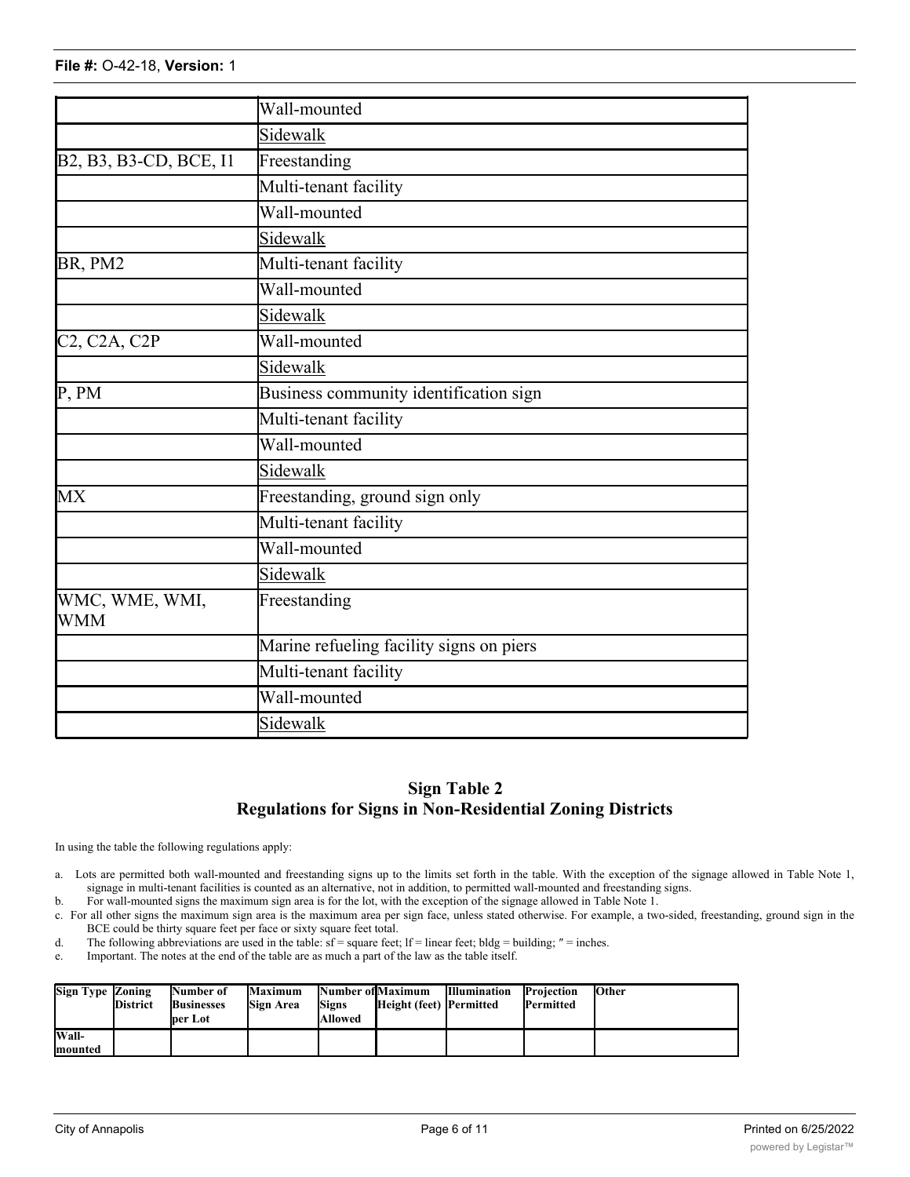File #: O-42-18, Version: 1

| | |
|---|---|
| | Wall-mounted |
| | Sidewalk |
| B2, B3, B3-CD, BCE, I1 | Freestanding |
| | Multi-tenant facility |
| | Wall-mounted |
| | Sidewalk |
| BR, PM2 | Multi-tenant facility |
| | Wall-mounted |
| | Sidewalk |
| C2, C2A, C2P | Wall-mounted |
| | Sidewalk |
| P, PM | Business community identification sign |
| | Multi-tenant facility |
| | Wall-mounted |
| | Sidewalk |
| MX | Freestanding, ground sign only |
| | Multi-tenant facility |
| | Wall-mounted |
| | Sidewalk |
| WMC, WME, WMI, WMM | Freestanding |
| | Marine refueling facility signs on piers |
| | Multi-tenant facility |
| | Wall-mounted |
| | Sidewalk |

## Sign Table 2
## Regulations for Signs in Non-Residential Zoning Districts

In using the table the following regulations apply:

a. Lots are permitted both wall-mounted and freestanding signs up to the limits set forth in the table. With the exception of the signage allowed in Table Note 1, signage in multi-tenant facilities is counted as an alternative, not in addition, to permitted wall-mounted and freestanding signs.
b. For wall-mounted signs the maximum sign area is for the lot, with the exception of the signage allowed in Table Note 1.
c. For all other signs the maximum sign area is the maximum area per sign face, unless stated otherwise. For example, a two-sided, freestanding, ground sign in the BCE could be thirty square feet per face or sixty square feet total.
d. The following abbreviations are used in the table: sf = square feet; lf = linear feet; bldg = building; ″ = inches.
e. Important. The notes at the end of the table are as much a part of the law as the table itself.

| Sign Type | Zoning District | Number of Businesses per Lot | Maximum Sign Area | Number of Signs Allowed | Maximum Height (feet) | Illumination Permitted | Projection Permitted | Other |
|---|---|---|---|---|---|---|---|---|
| Wall-mounted | | | | | | | | |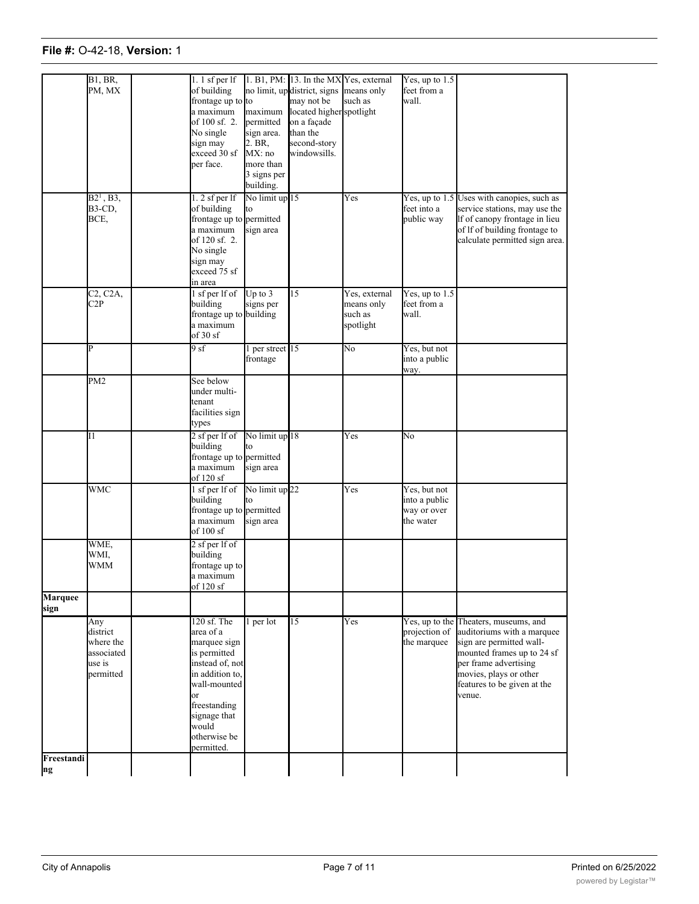| | | | | | | | | |
|---|---|---|---|---|---|---|---|---|
| | B1, BR, PM, MX | | 1. 1 sf per lf of building frontage up to a maximum of 100 sf. 2. No single sign may exceed 30 sf per face. | 1. B1, PM: no limit, up to maximum permitted sign area. 2. BR, MX: no more than 3 signs per building. | 13. In the MX district, signs may not be located higher on a façade than the second-story windowsills. | Yes, external means only such as spotlight | Yes, up to 1.5 feet from a wall. | |
| | B2[1], B3, B3-CD, BCE, | | 1. 2 sf per lf of building frontage up to a maximum of 120 sf. 2. No single sign may exceed 75 sf in area | No limit up to permitted sign area | 15 | Yes | Yes, up to 1.5 feet into a public way | Uses with canopies, such as service stations, may use the lf of canopy frontage in lieu of lf of building frontage to calculate permitted sign area. |
| | C2, C2A, C2P | | 1 sf per lf of building frontage up to a maximum of 30 sf | Up to 3 signs per building | 15 | Yes, external means only such as spotlight | Yes, up to 1.5 feet from a wall. | |
| | P | | 9 sf | 1 per street frontage | 15 | No | Yes, but not into a public way. | |
| | PM2 | | See below under multi-tenant facilities sign types | | | | | |
| | I1 | | 2 sf per lf of building frontage up to a maximum of 120 sf | No limit up to permitted sign area | 18 | Yes | No | |
| | WMC | | 1 sf per lf of building frontage up to a maximum of 100 sf | No limit up to permitted sign area | 22 | Yes | Yes, but not into a public way or over the water | |
| | WME, WMI, WMM | | 2 sf per lf of building frontage up to a maximum of 120 sf | | | | | |
| **Marquee sign** | | | | | | | | |
| | Any district where the associated use is permitted | | 120 sf. The area of a marquee sign is permitted instead of, not in addition to, wall-mounted or freestanding signage that would otherwise be permitted. | 1 per lot | 15 | Yes | Yes, up to the projection of the marquee | Theaters, museums, and auditoriums with a marquee sign are permitted wall-mounted frames up to 24 sf per frame advertising movies, plays or other features to be given at the venue. |
| **Freestanding** | | | | | | | | |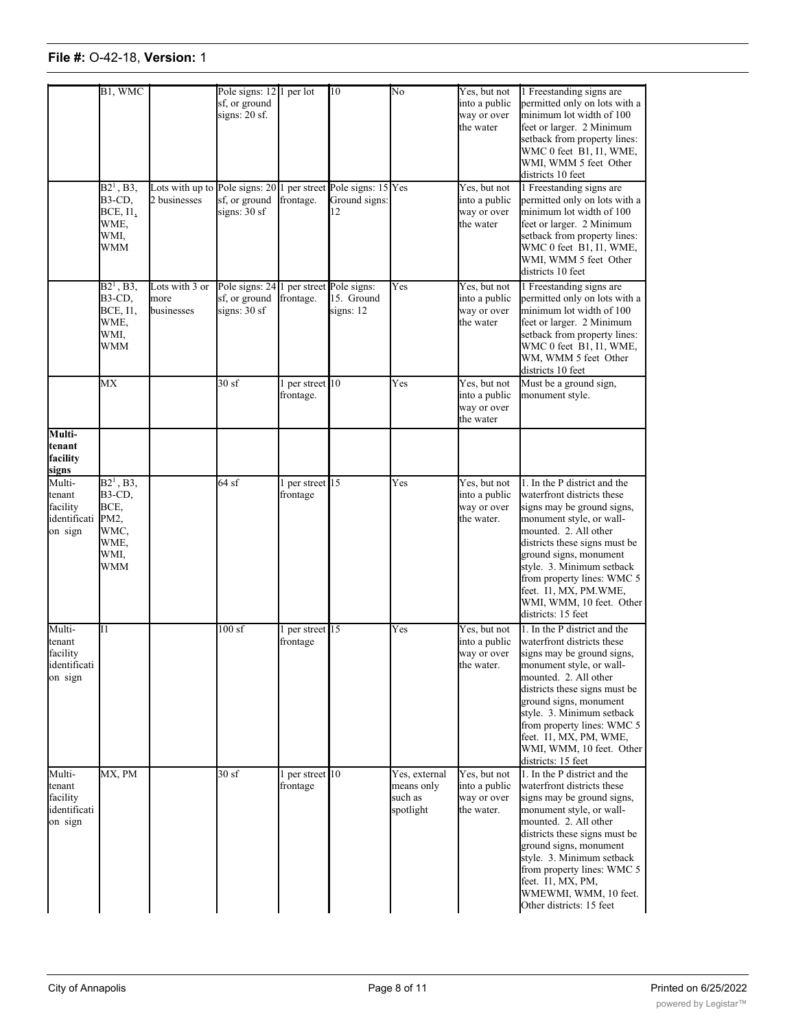| | | | | | | | | |
|---|---|---|---|---|---|---|---|---|
| | B1, WMC | | Pole signs: 12 sf, or ground signs: 20 sf. | 1 per lot | 10 | No | Yes, but not into a public way or over the water | 1 Freestanding signs are permitted only on lots with a minimum lot width of 100 feet or larger. 2 Minimum setback from property lines: WMC 0 feet B1, I1, WME, WMI, WMM 5 feet Other districts 10 feet |
| | B2[1], B3, B3-CD, BCE, I1, WME, WMI, WMM | Lots with up to 2 businesses | Pole signs: 20 sf, or ground signs: 30 sf | 1 per street frontage. | Pole signs: 15 Ground signs: 12 | Yes | Yes, but not into a public way or over the water | 1 Freestanding signs are permitted only on lots with a minimum lot width of 100 feet or larger. 2 Minimum setback from property lines: WMC 0 feet B1, I1, WME, WMI, WMM 5 feet Other districts 10 feet |
| | B2[1], B3, B3-CD, BCE, I1, WME, WMI, WMM | Lots with 3 or more businesses | Pole signs: 24 sf, or ground signs: 30 sf | 1 per street frontage. | Pole signs: 15. Ground signs: 12 | Yes | Yes, but not into a public way or over the water | 1 Freestanding signs are permitted only on lots with a minimum lot width of 100 feet or larger. 2 Minimum setback from property lines: WMC 0 feet B1, I1, WME, WM, WMM 5 feet Other districts 10 feet |
| | MX | | 30 sf | 1 per street frontage. | 10 | Yes | Yes, but not into a public way or over the water | Must be a ground sign, monument style. |
| **Multi-tenant facility signs** | | | | | | | | |
| Multi-tenant facility identification sign | B2[1], B3, B3-CD, BCE, PM2, WMC, WME, WMI, WMM | | 64 sf | 1 per street frontage | 15 | Yes | Yes, but not into a public way or over the water. | 1. In the P district and the waterfront districts these signs may be ground signs, monument style, or wall-mounted. 2. All other districts these signs must be ground signs, monument style. 3. Minimum setback from property lines: WMC 5 feet. I1, MX, PM.WME, WMI, WMM, 10 feet. Other districts: 15 feet |
| Multi-tenant facility identification sign | I1 | | 100 sf | 1 per street frontage | 15 | Yes | Yes, but not into a public way or over the water. | 1. In the P district and the waterfront districts these signs may be ground signs, monument style, or wall-mounted. 2. All other districts these signs must be ground signs, monument style. 3. Minimum setback from property lines: WMC 5 feet. I1, MX, PM, WME, WMI, WMM, 10 feet. Other districts: 15 feet |
| Multi-tenant facility identification sign | MX, PM | | 30 sf | 1 per street frontage | 10 | Yes, external means only such as spotlight | Yes, but not into a public way or over the water. | 1. In the P district and the waterfront districts these signs may be ground signs, monument style, or wall-mounted. 2. All other districts these signs must be ground signs, monument style. 3. Minimum setback from property lines: WMC 5 feet. I1, MX, PM, WMEWMI, WMM, 10 feet. Other districts: 15 feet |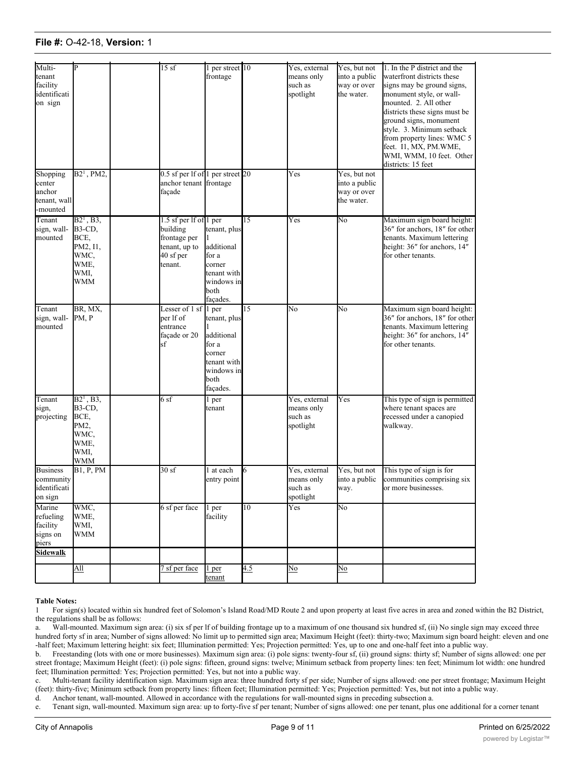| | | | | | | | | |
|---|---|---|---|---|---|---|---|---|
| Multi-tenant facility identification sign | P | | 15 sf | 1 per street frontage | 10 | Yes, external means only such as spotlight | Yes, but not into a public way or over the water. | 1. In the P district and the waterfront districts these signs may be ground signs, monument style, or wall-mounted. 2. All other districts these signs must be ground signs, monument style. 3. Minimum setback from property lines: WMC 5 feet. I1, MX, PM.WME, WMI, WMM, 10 feet. Other districts: 15 feet |
| Shopping center anchor tenant, wall-mounted | B2[1], PM2, | | 0.5 sf per lf of anchor tenant façade | 1 per street frontage | 20 | Yes | Yes, but not into a public way or over the water. | |
| Tenant sign, wall-mounted | B2[1], B3, B3-CD, BCE, PM2, I1, WMC, WME, WMI, WMM | | 1.5 sf per lf of building frontage per tenant, up to 40 sf per tenant. | 1 per tenant, plus 1 additional for a corner tenant with windows in both façades. | 15 | Yes | No | Maximum sign board height: 36″ for anchors, 18″ for other tenants. Maximum lettering height: 36″ for anchors, 14″ for other tenants. |
| Tenant sign, wall-mounted | BR, MX, PM, P | | Lesser of 1 sf per lf of entrance façade or 20 sf | 1 per tenant, plus 1 additional for a corner tenant with windows in both façades. | 15 | No | No | Maximum sign board height: 36″ for anchors, 18″ for other tenants. Maximum lettering height: 36″ for anchors, 14″ for other tenants. |
| Tenant sign, projecting | B2[1], B3, B3-CD, BCE, PM2, WMC, WME, WMI, WMM | | 6 sf | 1 per tenant | | Yes, external means only such as spotlight | Yes | This type of sign is permitted where tenant spaces are recessed under a canopied walkway. |
| Business community identification sign | B1, P, PM | | 30 sf | 1 at each entry point | 6 | Yes, external means only such as spotlight | Yes, but not into a public way. | This type of sign is for communities comprising six or more businesses. |
| Marine refueling facility signs on piers | WMC, WME, WMI, WMM | | 6 sf per face | 1 per facility | 10 | Yes | No | |
| <u>Sidewalk</u> | | | | | | | | |
| | <u>All</u> | | <u>7 sf per face</u> | <u>1 per tenant</u> | <u>4.5</u> | <u>No</u> | <u>No</u> | |

**Table Notes:**

1 For sign(s) located within six hundred feet of Solomon's Island Road/MD Route 2 and upon property at least five acres in area and zoned within the B2 District, the regulations shall be as follows:

a. Wall-mounted. Maximum sign area: (i) six sf per lf of building frontage up to a maximum of one thousand six hundred sf, (ii) No single sign may exceed three hundred forty sf in area; Number of signs allowed: No limit up to permitted sign area; Maximum Height (feet): thirty-two; Maximum sign board height: eleven and one-half feet; Maximum lettering height: six feet; Illumination permitted: Yes; Projection permitted: Yes, up to one and one-half feet into a public way.

b. Freestanding (lots with one or more businesses). Maximum sign area: (i) pole signs: twenty-four sf, (ii) ground signs: thirty sf; Number of signs allowed: one per street frontage; Maximum Height (feet): (i) pole signs: fifteen, ground signs: twelve; Minimum setback from property lines: ten feet; Minimum lot width: one hundred feet; Illumination permitted: Yes; Projection permitted: Yes, but not into a public way.

c. Multi-tenant facility identification sign. Maximum sign area: three hundred forty sf per side; Number of signs allowed: one per street frontage; Maximum Height (feet): thirty-five; Minimum setback from property lines: fifteen feet; Illumination permitted: Yes; Projection permitted: Yes, but not into a public way.

d. Anchor tenant, wall-mounted. Allowed in accordance with the regulations for wall-mounted signs in preceding subsection a.

e. Tenant sign, wall-mounted. Maximum sign area: up to forty-five sf per tenant; Number of signs allowed: one per tenant, plus one additional for a corner tenant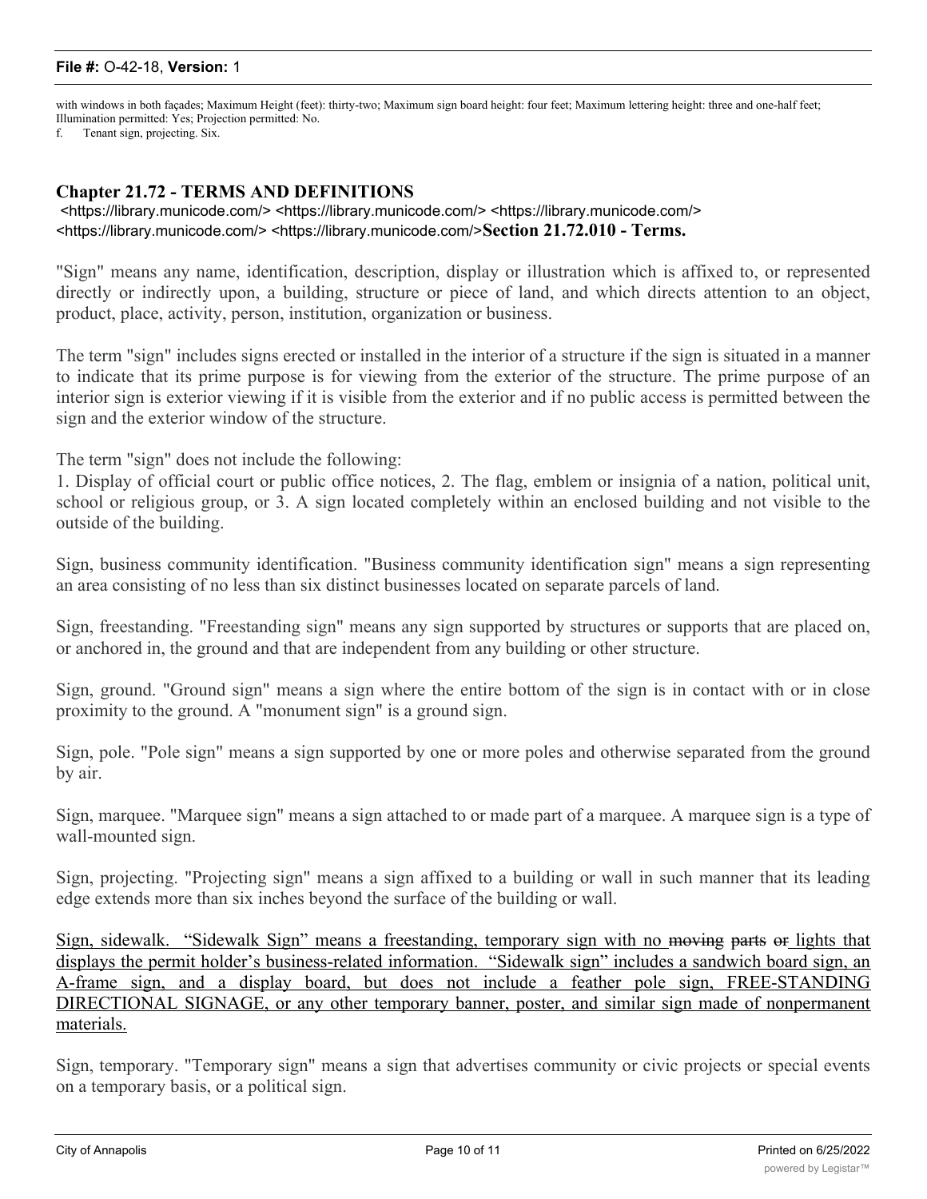with windows in both façades; Maximum Height (feet): thirty-two; Maximum sign board height: four feet; Maximum lettering height: three and one-half feet; Illumination permitted: Yes; Projection permitted: No.

f. Tenant sign, projecting. Six.

## Chapter 21.72 - TERMS AND DEFINITIONS

<https://library.municode.com/> <https://library.municode.com/> <https://library.municode.com/> <https://library.municode.com/> <https://library.municode.com/>**Section 21.72.010 - Terms.**

"Sign" means any name, identification, description, display or illustration which is affixed to, or represented directly or indirectly upon, a building, structure or piece of land, and which directs attention to an object, product, place, activity, person, institution, organization or business.

The term "sign" includes signs erected or installed in the interior of a structure if the sign is situated in a manner to indicate that its prime purpose is for viewing from the exterior of the structure. The prime purpose of an interior sign is exterior viewing if it is visible from the exterior and if no public access is permitted between the sign and the exterior window of the structure.

The term "sign" does not include the following:
1. Display of official court or public office notices, 2. The flag, emblem or insignia of a nation, political unit, school or religious group, or 3. A sign located completely within an enclosed building and not visible to the outside of the building.

Sign, business community identification. "Business community identification sign" means a sign representing an area consisting of no less than six distinct businesses located on separate parcels of land.

Sign, freestanding. "Freestanding sign" means any sign supported by structures or supports that are placed on, or anchored in, the ground and that are independent from any building or other structure.

Sign, ground. "Ground sign" means a sign where the entire bottom of the sign is in contact with or in close proximity to the ground. A "monument sign" is a ground sign.

Sign, pole. "Pole sign" means a sign supported by one or more poles and otherwise separated from the ground by air.

Sign, marquee. "Marquee sign" means a sign attached to or made part of a marquee. A marquee sign is a type of wall-mounted sign.

Sign, projecting. "Projecting sign" means a sign affixed to a building or wall in such manner that its leading edge extends more than six inches beyond the surface of the building or wall.

<u>Sign, sidewalk. "Sidewalk Sign" means a freestanding, temporary sign with no ~~moving~~ ~~parts~~ ~~or~~ lights that displays the permit holder's business-related information. "Sidewalk sign" includes a sandwich board sign, an A-frame sign, and a display board, but does not include a feather pole sign, FREE-STANDING DIRECTIONAL SIGNAGE, or any other temporary banner, poster, and similar sign made of nonpermanent materials.</u>

Sign, temporary. "Temporary sign" means a sign that advertises community or civic projects or special events on a temporary basis, or a political sign.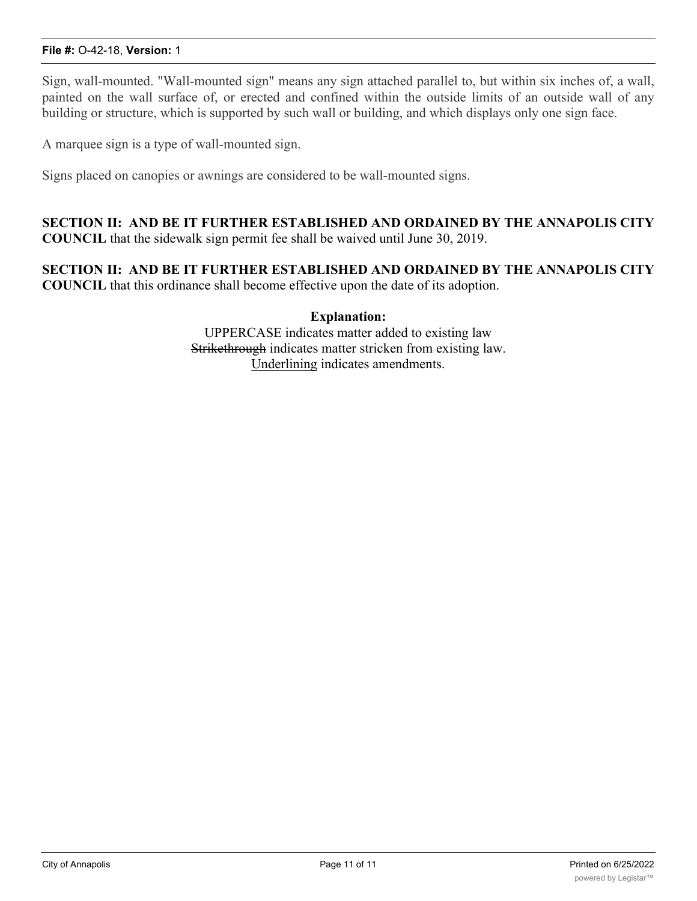Sign, wall-mounted. "Wall-mounted sign" means any sign attached parallel to, but within six inches of, a wall, painted on the wall surface of, or erected and confined within the outside limits of an outside wall of any building or structure, which is supported by such wall or building, and which displays only one sign face.

A marquee sign is a type of wall-mounted sign.

Signs placed on canopies or awnings are considered to be wall-mounted signs.

**SECTION II: AND BE IT FURTHER ESTABLISHED AND ORDAINED BY THE ANNAPOLIS CITY COUNCIL** that the sidewalk sign permit fee shall be waived until June 30, 2019.

**SECTION II: AND BE IT FURTHER ESTABLISHED AND ORDAINED BY THE ANNAPOLIS CITY COUNCIL** that this ordinance shall become effective upon the date of its adoption.

**Explanation:**

UPPERCASE indicates matter added to existing law

~~Strikethrough~~ indicates matter stricken from existing law.

<u>Underlining</u> indicates amendments.